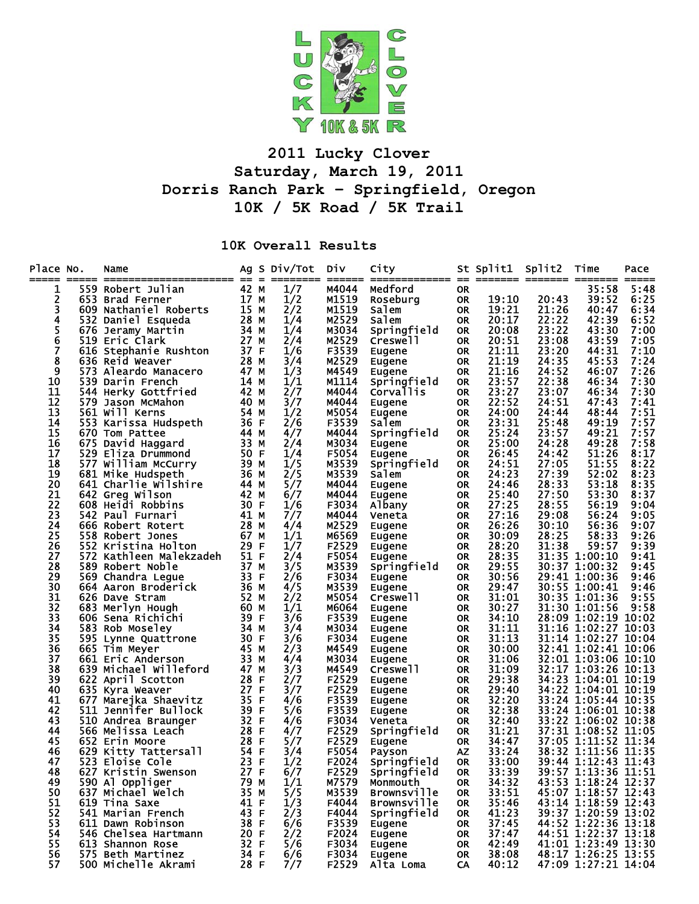# 2011 Lucky Clover
## Saturday, March 19, 2011
## Dorris Ranch Park - Springfield, Oregon
## 10K / 5K Road / 5K Trail

### 10K Overall Results

| Place | No. | Name | Ag | S | Div/Tot | Div | City | St | Split1 | Split2 | Time | Pace |
|---|---|---|---|---|---|---|---|---|---|---|---|---|
| 1 | 559 | Robert Julian | 42 | M | 1/7 | M4044 | Medford | OR | | | 35:58 | 5:48 |
| 2 | 653 | Brad Ferner | 17 | M | 1/2 | M1519 | Roseburg | OR | 19:10 | 20:43 | 39:52 | 6:25 |
| 3 | 609 | Nathaniel Roberts | 15 | M | 2/2 | M1519 | Salem | OR | 19:21 | 21:26 | 40:47 | 6:34 |
| 4 | 532 | Daniel Esqueda | 28 | M | 1/4 | M2529 | Salem | OR | 20:17 | 22:22 | 42:39 | 6:52 |
| 5 | 676 | Jeramy Martin | 34 | M | 1/4 | M3034 | Springfield | OR | 20:08 | 23:22 | 43:30 | 7:00 |
| 6 | 519 | Eric Clark | 27 | M | 2/4 | M2529 | Creswell | OR | 20:51 | 23:08 | 43:59 | 7:05 |
| 7 | 616 | Stephanie Rushton | 37 | F | 1/6 | F3539 | Eugene | OR | 21:11 | 23:20 | 44:31 | 7:10 |
| 8 | 636 | Reid Weaver | 28 | M | 3/4 | M2529 | Eugene | OR | 21:19 | 24:35 | 45:53 | 7:24 |
| 9 | 573 | Aleardo Manacero | 47 | M | 1/3 | M4549 | Eugene | OR | 21:16 | 24:52 | 46:07 | 7:26 |
| 10 | 539 | Darin French | 14 | M | 1/1 | M1114 | Springfield | OR | 23:57 | 22:38 | 46:34 | 7:30 |
| 11 | 544 | Herky Gottfried | 42 | M | 2/7 | M4044 | Corvallis | OR | 23:27 | 23:07 | 46:34 | 7:30 |
| 12 | 579 | Jason McMahon | 40 | M | 3/7 | M4044 | Eugene | OR | 22:52 | 24:51 | 47:43 | 7:41 |
| 13 | 561 | Will Kerns | 54 | M | 1/2 | M5054 | Eugene | OR | 24:00 | 24:44 | 48:44 | 7:51 |
| 14 | 553 | Karissa Hudspeth | 36 | F | 2/6 | F3539 | Salem | OR | 23:31 | 25:48 | 49:19 | 7:57 |
| 15 | 670 | Tom Pattee | 44 | M | 4/7 | M4044 | Springfield | OR | 25:24 | 23:57 | 49:21 | 7:57 |
| 16 | 675 | David Haggard | 33 | M | 2/4 | M3034 | Eugene | OR | 25:00 | 24:28 | 49:28 | 7:58 |
| 17 | 529 | Eliza Drummond | 50 | F | 1/4 | F5054 | Eugene | OR | 26:45 | 24:42 | 51:26 | 8:17 |
| 18 | 577 | William McCurry | 39 | M | 1/5 | M3539 | Springfield | OR | 24:51 | 27:05 | 51:55 | 8:22 |
| 19 | 681 | Mike Hudspeth | 36 | M | 2/5 | M3539 | Salem | OR | 24:23 | 27:39 | 52:02 | 8:23 |
| 20 | 641 | Charlie Wilshire | 44 | M | 5/7 | M4044 | Eugene | OR | 24:46 | 28:33 | 53:18 | 8:35 |
| 21 | 642 | Greg Wilson | 42 | M | 6/7 | M4044 | Eugene | OR | 25:40 | 27:50 | 53:30 | 8:37 |
| 22 | 608 | Heidi Robbins | 30 | F | 1/6 | F3034 | Albany | OR | 27:25 | 28:55 | 56:19 | 9:04 |
| 23 | 542 | Paul Furnari | 41 | M | 7/7 | M4044 | Veneta | OR | 27:16 | 29:08 | 56:24 | 9:05 |
| 24 | 666 | Robert Rotert | 28 | M | 4/4 | M2529 | Eugene | OR | 26:26 | 30:10 | 56:36 | 9:07 |
| 25 | 558 | Robert Jones | 67 | M | 1/1 | M6569 | Eugene | OR | 30:09 | 28:25 | 58:33 | 9:26 |
| 26 | 552 | Kristina Holton | 29 | F | 1/7 | F2529 | Eugene | OR | 28:20 | 31:38 | 59:57 | 9:39 |
| 27 | 572 | Kathleen Malekzadeh | 51 | F | 2/4 | F5054 | Eugene | OR | 28:35 | 31:35 | 1:00:10 | 9:41 |
| 28 | 589 | Robert Noble | 37 | M | 3/5 | M3539 | Springfield | OR | 29:55 | 30:37 | 1:00:32 | 9:45 |
| 29 | 569 | Chandra Legue | 33 | F | 2/6 | F3034 | Eugene | OR | 30:56 | 29:41 | 1:00:36 | 9:46 |
| 30 | 664 | Aaron Broderick | 36 | M | 4/5 | M3539 | Eugene | OR | 29:47 | 30:55 | 1:00:41 | 9:46 |
| 31 | 626 | Dave Stram | 52 | M | 2/2 | M5054 | Creswell | OR | 31:01 | 30:35 | 1:01:36 | 9:55 |
| 32 | 683 | Merlyn Hough | 60 | M | 1/1 | M6064 | Eugene | OR | 30:27 | 31:30 | 1:01:56 | 9:58 |
| 33 | 606 | Sena Richichi | 39 | F | 3/6 | F3539 | Eugene | OR | 34:10 | 28:09 | 1:02:19 | 10:02 |
| 34 | 583 | Rob Moseley | 34 | M | 3/4 | M3034 | Eugene | OR | 31:11 | 31:16 | 1:02:27 | 10:03 |
| 35 | 595 | Lynne Quattrone | 30 | F | 3/6 | F3034 | Eugene | OR | 31:13 | 31:14 | 1:02:27 | 10:04 |
| 36 | 665 | Tim Meyer | 45 | M | 2/3 | M4549 | Eugene | OR | 30:00 | 32:41 | 1:02:41 | 10:06 |
| 37 | 661 | Eric Anderson | 33 | M | 4/4 | M3034 | Eugene | OR | 31:06 | 32:01 | 1:03:06 | 10:10 |
| 38 | 639 | Michael Willeford | 47 | M | 3/3 | M4549 | Creswell | OR | 31:09 | 32:17 | 1:03:26 | 10:13 |
| 39 | 622 | April Scotton | 28 | F | 2/7 | F2529 | Eugene | OR | 29:38 | 34:23 | 1:04:01 | 10:19 |
| 40 | 635 | Kyra Weaver | 27 | F | 3/7 | F2529 | Eugene | OR | 29:40 | 34:22 | 1:04:01 | 10:19 |
| 41 | 677 | Marejka Shaevitz | 35 | F | 4/6 | F3539 | Eugene | OR | 32:20 | 33:24 | 1:05:44 | 10:35 |
| 42 | 511 | Jennifer Bullock | 39 | F | 5/6 | F3539 | Eugene | OR | 32:38 | 33:24 | 1:06:01 | 10:38 |
| 43 | 510 | Andrea Braunger | 32 | F | 4/6 | F3034 | Veneta | OR | 32:40 | 33:22 | 1:06:02 | 10:38 |
| 44 | 566 | Melissa Leach | 28 | F | 4/7 | F2529 | Springfield | OR | 31:21 | 37:31 | 1:08:52 | 11:05 |
| 45 | 652 | Erin Moore | 28 | F | 5/7 | F2529 | Eugene | OR | 34:47 | 37:05 | 1:11:52 | 11:34 |
| 46 | 629 | Kitty Tattersall | 54 | F | 3/4 | F5054 | Payson | AZ | 33:24 | 38:32 | 1:11:56 | 11:35 |
| 47 | 523 | Eloise Cole | 23 | F | 1/2 | F2024 | Springfield | OR | 33:00 | 39:44 | 1:12:43 | 11:43 |
| 48 | 627 | Kristin Swenson | 27 | F | 6/7 | F2529 | Springfield | OR | 33:39 | 39:57 | 1:13:36 | 11:51 |
| 49 | 590 | Al Oppliger | 79 | M | 1/1 | M7579 | Monmouth | OR | 34:32 | 43:53 | 1:18:24 | 12:37 |
| 50 | 637 | Michael Welch | 35 | M | 5/5 | M3539 | Brownsville | OR | 33:51 | 45:07 | 1:18:57 | 12:43 |
| 51 | 619 | Tina Saxe | 41 | F | 1/3 | F4044 | Brownsville | OR | 35:46 | 43:14 | 1:18:59 | 12:43 |
| 52 | 541 | Marian French | 43 | F | 2/3 | F4044 | Springfield | OR | 41:23 | 39:37 | 1:20:59 | 13:02 |
| 53 | 611 | Dawn Robinson | 38 | F | 6/6 | F3539 | Eugene | OR | 37:45 | 44:52 | 1:22:36 | 13:18 |
| 54 | 546 | Chelsea Hartmann | 20 | F | 2/2 | F2024 | Eugene | OR | 37:47 | 44:51 | 1:22:37 | 13:18 |
| 55 | 613 | Shannon Rose | 32 | F | 5/6 | F3034 | Eugene | OR | 42:49 | 41:01 | 1:23:49 | 13:30 |
| 56 | 575 | Beth Martinez | 34 | F | 6/6 | F3034 | Eugene | OR | 38:08 | 48:17 | 1:26:25 | 13:55 |
| 57 | 500 | Michelle Akrami | 28 | F | 7/7 | F2529 | Alta Loma | CA | 40:12 | 47:09 | 1:27:21 | 14:04 |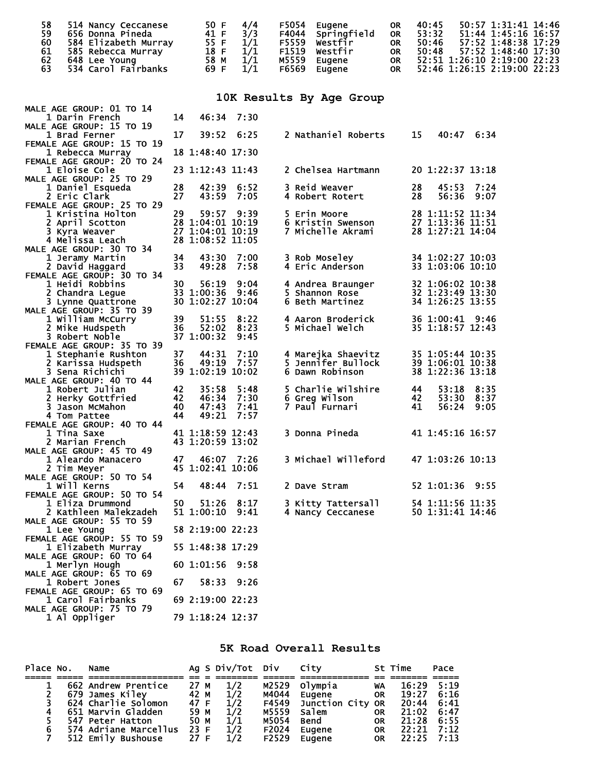| | | | | | | | | | | | |
|---|---|---|---|---|---|---|---|---|---|---|---|
| 58 | 514 | Nancy Ceccanese | 50 | F | 4/4 | F5054 | Eugene | OR | 40:45 | 50:57 | 1:31:41 14:46 |
| 59 | 656 | Donna Pineda | 41 | F | 3/3 | F4044 | Springfield | OR | 53:32 | 51:44 | 1:45:16 16:57 |
| 60 | 584 | Elizabeth Murray | 55 | F | 1/1 | F5559 | Westfir | OR | 50:46 | 57:52 | 1:48:38 17:29 |
| 61 | 585 | Rebecca Murray | 18 | F | 1/1 | F1519 | Westfir | OR | 50:48 | 57:52 | 1:48:40 17:30 |
| 62 | 648 | Lee Young | 58 | M | 1/1 | M5559 | Eugene | OR | 52:51 | 1:26:10 | 2:19:00 22:23 |
| 63 | 534 | Carol Fairbanks | 69 | F | 1/1 | F6569 | Eugene | OR | 52:46 | 1:26:15 | 2:19:00 22:23 |

## 10K Results By Age Group

```
MALE AGE GROUP: 01 TO 14
   1 Darin French         14   46:34  7:30
MALE AGE GROUP: 15 TO 19
   1 Brad Ferner          17   39:52  6:25      2 Nathaniel Roberts     15   40:47  6:34
FEMALE AGE GROUP: 15 TO 19
   1 Rebecca Murray       18 1:48:40 17:30
FEMALE AGE GROUP: 20 TO 24
   1 Eloise Cole          23 1:12:43 11:43      2 Chelsea Hartmann      20 1:22:37 13:18
MALE AGE GROUP: 25 TO 29
   1 Daniel Esqueda       28   42:39  6:52      3 Reid Weaver           28   45:53  7:24
   2 Eric Clark           27   43:59  7:05      4 Robert Rotert         28   56:36  9:07
FEMALE AGE GROUP: 25 TO 29
   1 Kristina Holton      29   59:57  9:39      5 Erin Moore            28 1:11:52 11:34
   2 April Scotton        28 1:04:01 10:19      6 Kristin Swenson       27 1:13:36 11:51
   3 Kyra Weaver          27 1:04:01 10:19      7 Michelle Akrami       28 1:27:21 14:04
   4 Melissa Leach        28 1:08:52 11:05
MALE AGE GROUP: 30 TO 34
   1 Jeramy Martin        34   43:30  7:00      3 Rob Moseley           34 1:02:27 10:03
   2 David Haggard        33   49:28  7:58      4 Eric Anderson         33 1:03:06 10:10
FEMALE AGE GROUP: 30 TO 34
   1 Heidi Robbins        30   56:19  9:04      4 Andrea Braunger       32 1:06:02 10:38
   2 Chandra Legue        33 1:00:36  9:46      5 Shannon Rose          32 1:23:49 13:30
   3 Lynne Quattrone      30 1:02:27 10:04      6 Beth Martinez         34 1:26:25 13:55
MALE AGE GROUP: 35 TO 39
   1 William McCurry      39   51:55  8:22      4 Aaron Broderick       36 1:00:41  9:46
   2 Mike Hudspeth        36   52:02  8:23      5 Michael Welch         35 1:18:57 12:43
   3 Robert Noble         37 1:00:32  9:45
FEMALE AGE GROUP: 35 TO 39
   1 Stephanie Rushton    37   44:31  7:10      4 Marejka Shaevitz      35 1:05:44 10:35
   2 Karissa Hudspeth     36   49:19  7:57      5 Jennifer Bullock      39 1:06:01 10:38
   3 Sena Richichi        39 1:02:19 10:02      6 Dawn Robinson         38 1:22:36 13:18
MALE AGE GROUP: 40 TO 44
   1 Robert Julian        42   35:58  5:48      5 Charlie Wilshire      44   53:18  8:35
   2 Herky Gottfried      42   46:34  7:30      6 Greg Wilson           42   53:30  8:37
   3 Jason McMahon        40   47:43  7:41      7 Paul Furnari          41   56:24  9:05
   4 Tom Pattee           44   49:21  7:57
FEMALE AGE GROUP: 40 TO 44
   1 Tina Saxe            41 1:18:59 12:43      3 Donna Pineda          41 1:45:16 16:57
   2 Marian French        43 1:20:59 13:02
MALE AGE GROUP: 45 TO 49
   1 Aleardo Manacero     47   46:07  7:26      3 Michael Willeford     47 1:03:26 10:13
   2 Tim Meyer            45 1:02:41 10:06
MALE AGE GROUP: 50 TO 54
   1 Will Kerns           54   48:44  7:51      2 Dave Stram            52 1:01:36  9:55
FEMALE AGE GROUP: 50 TO 54
   1 Eliza Drummond       50   51:26  8:17      3 Kitty Tattersall      54 1:11:56 11:35
   2 Kathleen Malekzadeh  51 1:00:10  9:41      4 Nancy Ceccanese       50 1:31:41 14:46
MALE AGE GROUP: 55 TO 59
   1 Lee Young            58 2:19:00 22:23
FEMALE AGE GROUP: 55 TO 59
   1 Elizabeth Murray     55 1:48:38 17:29
MALE AGE GROUP: 60 TO 64
   1 Merlyn Hough         60 1:01:56  9:58
MALE AGE GROUP: 65 TO 69
   1 Robert Jones         67   58:33  9:26
FEMALE AGE GROUP: 65 TO 69
   1 Carol Fairbanks      69 2:19:00 22:23
MALE AGE GROUP: 75 TO 79
   1 Al Oppliger          79 1:18:24 12:37
```

## 5K Road Overall Results

| Place | No. | Name | Ag | S | Div/Tot | Div | City | St | Time | Pace |
|---|---|---|---|---|---|---|---|---|---|---|
| 1 | 662 | Andrew Prentice | 27 | M | 1/2 | M2529 | Olympia | WA | 16:29 | 5:19 |
| 2 | 679 | James Kiley | 42 | M | 1/2 | M4044 | Eugene | OR | 19:27 | 6:16 |
| 3 | 624 | Charlie Solomon | 47 | F | 1/2 | F4549 | Junction City | OR | 20:44 | 6:41 |
| 4 | 651 | Marvin Gladden | 59 | M | 1/2 | M5559 | Salem | OR | 21:02 | 6:47 |
| 5 | 547 | Peter Hatton | 50 | M | 1/1 | M5054 | Bend | OR | 21:28 | 6:55 |
| 6 | 574 | Adriane Marcellus | 23 | F | 1/2 | F2024 | Eugene | OR | 22:21 | 7:12 |
| 7 | 512 | Emily Bushouse | 27 | F | 1/2 | F2529 | Eugene | OR | 22:25 | 7:13 |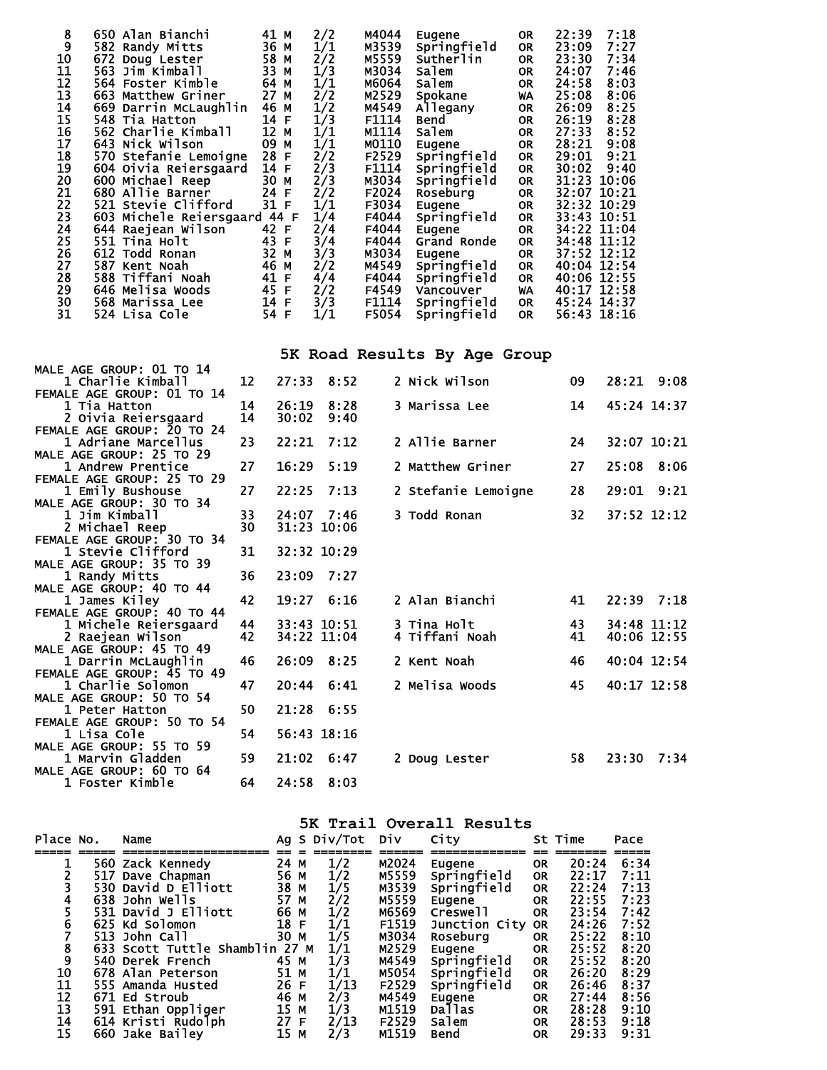| Place | No. | Name | Ag | S | Div/Tot | Div | City | St | Time | Pace |
|---|---|---|---|---|---|---|---|---|---|---|
| 8 | 650 | Alan Bianchi | 41 | M | 2/2 | M4044 | Eugene | OR | 22:39 | 7:18 |
| 9 | 582 | Randy Mitts | 36 | M | 1/1 | M3539 | Springfield | OR | 23:09 | 7:27 |
| 10 | 672 | Doug Lester | 58 | M | 2/2 | M5559 | Sutherlin | OR | 23:30 | 7:34 |
| 11 | 563 | Jim Kimball | 33 | M | 1/3 | M3034 | Salem | OR | 24:07 | 7:46 |
| 12 | 564 | Foster Kimble | 64 | M | 1/1 | M6064 | Salem | OR | 24:58 | 8:03 |
| 13 | 663 | Matthew Griner | 27 | M | 2/2 | M2529 | Spokane | WA | 25:08 | 8:06 |
| 14 | 669 | Darrin McLaughlin | 46 | M | 1/2 | M4549 | Allegany | OR | 26:09 | 8:25 |
| 15 | 548 | Tia Hatton | 14 | F | 1/3 | F1114 | Bend | OR | 26:19 | 8:28 |
| 16 | 562 | Charlie Kimball | 12 | M | 1/1 | M1114 | Salem | OR | 27:33 | 8:52 |
| 17 | 643 | Nick Wilson | 09 | M | 1/1 | M0110 | Eugene | OR | 28:21 | 9:08 |
| 18 | 570 | Stefanie Lemoigne | 28 | F | 2/2 | F2529 | Springfield | OR | 29:01 | 9:21 |
| 19 | 604 | Oivia Reiersgaard | 14 | F | 2/3 | F1114 | Springfield | OR | 30:02 | 9:40 |
| 20 | 600 | Michael Reep | 30 | M | 2/3 | M3034 | Springfield | OR | 31:23 | 10:06 |
| 21 | 680 | Allie Barner | 24 | F | 2/2 | F2024 | Roseburg | OR | 32:07 | 10:21 |
| 22 | 521 | Stevie Clifford | 31 | F | 1/1 | F3034 | Eugene | OR | 32:32 | 10:29 |
| 23 | 603 | Michele Reiersgaard | 44 | F | 1/4 | F4044 | Springfield | OR | 33:43 | 10:51 |
| 24 | 644 | Raejean Wilson | 42 | F | 2/4 | F4044 | Eugene | OR | 34:22 | 11:04 |
| 25 | 551 | Tina Holt | 43 | F | 3/4 | F4044 | Grand Ronde | OR | 34:48 | 11:12 |
| 26 | 612 | Todd Ronan | 32 | M | 3/3 | M3034 | Eugene | OR | 37:52 | 12:12 |
| 27 | 587 | Kent Noah | 46 | M | 2/2 | M4549 | Springfield | OR | 40:04 | 12:54 |
| 28 | 588 | Tiffani Noah | 41 | F | 4/4 | F4044 | Springfield | OR | 40:06 | 12:55 |
| 29 | 646 | Melisa Woods | 45 | F | 2/2 | F4549 | Vancouver | WA | 40:17 | 12:58 |
| 30 | 568 | Marissa Lee | 14 | F | 3/3 | F1114 | Springfield | OR | 45:24 | 14:37 |
| 31 | 524 | Lisa Cole | 54 | F | 1/1 | F5054 | Springfield | OR | 56:43 | 18:16 |

## 5K Road Results By Age Group

MALE AGE GROUP: 01 TO 14

| Pl | Name | Age | Time | Pace |
|---|---|---|---|---|
| 1 | Charlie Kimball | 12 | 27:33 | 8:52 |
| 2 | Nick Wilson | 09 | 28:21 | 9:08 |

FEMALE AGE GROUP: 01 TO 14

| Pl | Name | Age | Time | Pace |
|---|---|---|---|---|
| 1 | Tia Hatton | 14 | 26:19 | 8:28 |
| 2 | Oivia Reiersgaard | 14 | 30:02 | 9:40 |
| 3 | Marissa Lee | 14 | 45:24 | 14:37 |

FEMALE AGE GROUP: 20 TO 24

| Pl | Name | Age | Time | Pace |
|---|---|---|---|---|
| 1 | Adriane Marcellus | 23 | 22:21 | 7:12 |
| 2 | Allie Barner | 24 | 32:07 | 10:21 |

MALE AGE GROUP: 25 TO 29

| Pl | Name | Age | Time | Pace |
|---|---|---|---|---|
| 1 | Andrew Prentice | 27 | 16:29 | 5:19 |
| 2 | Matthew Griner | 27 | 25:08 | 8:06 |

FEMALE AGE GROUP: 25 TO 29

| Pl | Name | Age | Time | Pace |
|---|---|---|---|---|
| 1 | Emily Bushouse | 27 | 22:25 | 7:13 |
| 2 | Stefanie Lemoigne | 28 | 29:01 | 9:21 |

MALE AGE GROUP: 30 TO 34

| Pl | Name | Age | Time | Pace |
|---|---|---|---|---|
| 1 | Jim Kimball | 33 | 24:07 | 7:46 |
| 2 | Michael Reep | 30 | 31:23 | 10:06 |
| 3 | Todd Ronan | 32 | 37:52 | 12:12 |

FEMALE AGE GROUP: 30 TO 34

| Pl | Name | Age | Time | Pace |
|---|---|---|---|---|
| 1 | Stevie Clifford | 31 | 32:32 | 10:29 |

MALE AGE GROUP: 35 TO 39

| Pl | Name | Age | Time | Pace |
|---|---|---|---|---|
| 1 | Randy Mitts | 36 | 23:09 | 7:27 |

MALE AGE GROUP: 40 TO 44

| Pl | Name | Age | Time | Pace |
|---|---|---|---|---|
| 1 | James Kiley | 42 | 19:27 | 6:16 |
| 2 | Alan Bianchi | 41 | 22:39 | 7:18 |

FEMALE AGE GROUP: 40 TO 44

| Pl | Name | Age | Time | Pace |
|---|---|---|---|---|
| 1 | Michele Reiersgaard | 44 | 33:43 | 10:51 |
| 2 | Raejean Wilson | 42 | 34:22 | 11:04 |
| 3 | Tina Holt | 43 | 34:48 | 11:12 |
| 4 | Tiffani Noah | 41 | 40:06 | 12:55 |

MALE AGE GROUP: 45 TO 49

| Pl | Name | Age | Time | Pace |
|---|---|---|---|---|
| 1 | Darrin McLaughlin | 46 | 26:09 | 8:25 |
| 2 | Kent Noah | 46 | 40:04 | 12:54 |

FEMALE AGE GROUP: 45 TO 49

| Pl | Name | Age | Time | Pace |
|---|---|---|---|---|
| 1 | Charlie Solomon | 47 | 20:44 | 6:41 |
| 2 | Melisa Woods | 45 | 40:17 | 12:58 |

MALE AGE GROUP: 50 TO 54

| Pl | Name | Age | Time | Pace |
|---|---|---|---|---|
| 1 | Peter Hatton | 50 | 21:28 | 6:55 |

FEMALE AGE GROUP: 50 TO 54

| Pl | Name | Age | Time | Pace |
|---|---|---|---|---|
| 1 | Lisa Cole | 54 | 56:43 | 18:16 |

MALE AGE GROUP: 55 TO 59

| Pl | Name | Age | Time | Pace |
|---|---|---|---|---|
| 1 | Marvin Gladden | 59 | 21:02 | 6:47 |
| 2 | Doug Lester | 58 | 23:30 | 7:34 |

MALE AGE GROUP: 60 TO 64

| Pl | Name | Age | Time | Pace |
|---|---|---|---|---|
| 1 | Foster Kimble | 64 | 24:58 | 8:03 |

## 5K Trail Overall Results

| Place | No. | Name | Ag | S | Div/Tot | Div | City | St | Time | Pace |
|---|---|---|---|---|---|---|---|---|---|---|
| 1 | 560 | Zack Kennedy | 24 | M | 1/2 | M2024 | Eugene | OR | 20:24 | 6:34 |
| 2 | 517 | Dave Chapman | 56 | M | 1/2 | M5559 | Springfield | OR | 22:17 | 7:11 |
| 3 | 530 | David D Elliott | 38 | M | 1/5 | M3539 | Springfield | OR | 22:24 | 7:13 |
| 4 | 638 | John Wells | 57 | M | 2/2 | M5559 | Eugene | OR | 22:55 | 7:23 |
| 5 | 531 | David J Elliott | 66 | M | 1/2 | M6569 | Creswell | OR | 23:54 | 7:42 |
| 6 | 625 | Kd Solomon | 18 | F | 1/1 | F1519 | Junction City | OR | 24:26 | 7:52 |
| 7 | 513 | John Call | 30 | M | 1/5 | M3034 | Roseburg | OR | 25:22 | 8:10 |
| 8 | 633 | Scott Tuttle Shamblin | 27 | M | 1/1 | M2529 | Eugene | OR | 25:52 | 8:20 |
| 9 | 540 | Derek French | 45 | M | 1/3 | M4549 | Springfield | OR | 25:52 | 8:20 |
| 10 | 678 | Alan Peterson | 51 | M | 1/1 | M5054 | Springfield | OR | 26:20 | 8:29 |
| 11 | 555 | Amanda Husted | 26 | F | 1/13 | F2529 | Springfield | OR | 26:46 | 8:37 |
| 12 | 671 | Ed Stroub | 46 | M | 2/3 | M4549 | Eugene | OR | 27:44 | 8:56 |
| 13 | 591 | Ethan Oppliger | 15 | M | 1/3 | M1519 | Dallas | OR | 28:28 | 9:10 |
| 14 | 614 | Kristi Rudolph | 27 | F | 2/13 | F2529 | Salem | OR | 28:53 | 9:18 |
| 15 | 660 | Jake Bailey | 15 | M | 2/3 | M1519 | Bend | OR | 29:33 | 9:31 |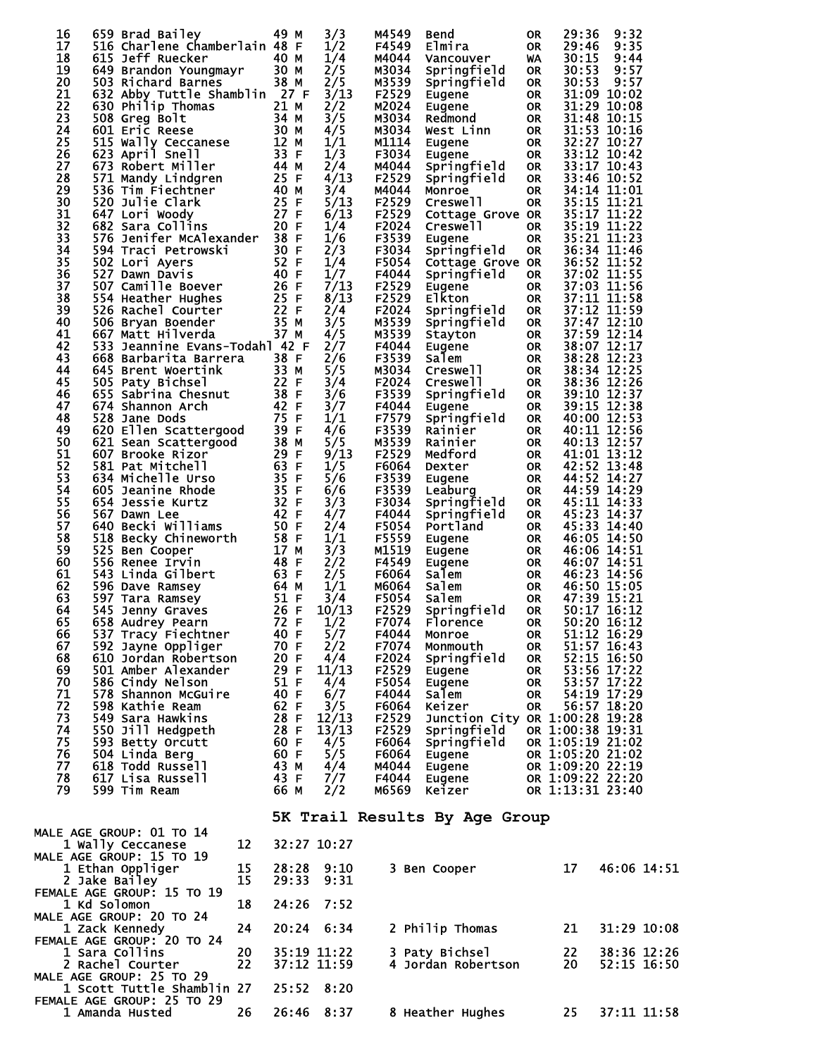| Place | Bib | Name | Age | Sex | Div Place | Div | City | State | Time | Pace |
|---|---|---|---|---|---|---|---|---|---|---|
| 16 | 659 | Brad Bailey | 49 | M | 3/3 | M4549 | Bend | OR | 29:36 | 9:32 |
| 17 | 516 | Charlene Chamberlain | 48 | F | 1/2 | F4549 | Elmira | OR | 29:46 | 9:35 |
| 18 | 615 | Jeff Ruecker | 40 | M | 1/4 | M4044 | Vancouver | WA | 30:15 | 9:44 |
| 19 | 649 | Brandon Youngmayr | 30 | M | 2/5 | M3034 | Springfield | OR | 30:53 | 9:57 |
| 20 | 503 | Richard Barnes | 38 | M | 2/5 | M3539 | Springfield | OR | 30:53 | 9:57 |
| 21 | 632 | Abby Tuttle Shamblin | 27 | F | 3/13 | F2529 | Eugene | OR | 31:09 | 10:02 |
| 22 | 630 | Philip Thomas | 21 | M | 2/2 | M2024 | Eugene | OR | 31:29 | 10:08 |
| 23 | 508 | Greg Bolt | 34 | M | 3/5 | M3034 | Redmond | OR | 31:48 | 10:15 |
| 24 | 601 | Eric Reese | 30 | M | 4/5 | M3034 | West Linn | OR | 31:53 | 10:16 |
| 25 | 515 | Wally Ceccanese | 12 | M | 1/1 | M1114 | Eugene | OR | 32:27 | 10:27 |
| 26 | 623 | April Snell | 33 | F | 1/3 | F3034 | Eugene | OR | 33:12 | 10:42 |
| 27 | 673 | Robert Miller | 44 | M | 2/4 | M4044 | Springfield | OR | 33:17 | 10:43 |
| 28 | 571 | Mandy Lindgren | 25 | F | 4/13 | F2529 | Springfield | OR | 33:46 | 10:52 |
| 29 | 536 | Tim Fiechtner | 40 | M | 3/4 | M4044 | Monroe | OR | 34:14 | 11:01 |
| 30 | 520 | Julie Clark | 25 | F | 5/13 | F2529 | Creswell | OR | 35:15 | 11:21 |
| 31 | 647 | Lori Woody | 27 | F | 6/13 | F2529 | Cottage Grove | OR | 35:17 | 11:22 |
| 32 | 682 | Sara Collins | 20 | F | 1/4 | F2024 | Creswell | OR | 35:19 | 11:22 |
| 33 | 576 | Jenifer McAlexander | 38 | F | 1/6 | F3539 | Eugene | OR | 35:21 | 11:23 |
| 34 | 594 | Traci Petrowski | 30 | F | 2/3 | F3034 | Springfield | OR | 36:34 | 11:46 |
| 35 | 502 | Lori Ayers | 52 | F | 1/4 | F5054 | Cottage Grove | OR | 36:52 | 11:52 |
| 36 | 527 | Dawn Davis | 40 | F | 1/7 | F4044 | Springfield | OR | 37:02 | 11:55 |
| 37 | 507 | Camille Boever | 26 | F | 7/13 | F2529 | Eugene | OR | 37:03 | 11:56 |
| 38 | 554 | Heather Hughes | 25 | F | 8/13 | F2529 | Elkton | OR | 37:11 | 11:58 |
| 39 | 526 | Rachel Courter | 22 | F | 2/4 | F2024 | Springfield | OR | 37:12 | 11:59 |
| 40 | 506 | Bryan Boender | 35 | M | 3/5 | M3539 | Springfield | OR | 37:47 | 12:10 |
| 41 | 667 | Matt Hilverda | 37 | M | 4/5 | M3539 | Stayton | OR | 37:59 | 12:14 |
| 42 | 533 | Jeannine Evans-Todahl | 42 | F | 2/7 | F4044 | Eugene | OR | 38:07 | 12:17 |
| 43 | 668 | Barbarita Barrera | 38 | F | 2/6 | F3539 | Salem | OR | 38:28 | 12:23 |
| 44 | 645 | Brent Woertink | 33 | M | 5/5 | M3034 | Creswell | OR | 38:34 | 12:25 |
| 45 | 505 | Paty Bichsel | 22 | F | 3/4 | F2024 | Creswell | OR | 38:36 | 12:26 |
| 46 | 655 | Sabrina Chesnut | 38 | F | 3/6 | F3539 | Springfield | OR | 39:10 | 12:37 |
| 47 | 674 | Shannon Arch | 42 | F | 3/7 | F4044 | Eugene | OR | 39:15 | 12:38 |
| 48 | 528 | Jane Dods | 75 | F | 1/1 | F7579 | Springfield | OR | 40:00 | 12:53 |
| 49 | 620 | Ellen Scattergood | 39 | F | 4/6 | F3539 | Rainier | OR | 40:11 | 12:56 |
| 50 | 621 | Sean Scattergood | 38 | M | 5/5 | M3539 | Rainier | OR | 40:13 | 12:57 |
| 51 | 607 | Brooke Rizor | 29 | F | 9/13 | F2529 | Medford | OR | 41:01 | 13:12 |
| 52 | 581 | Pat Mitchell | 63 | F | 1/5 | F6064 | Dexter | OR | 42:52 | 13:48 |
| 53 | 634 | Michelle Urso | 35 | F | 5/6 | F3539 | Eugene | OR | 44:52 | 14:27 |
| 54 | 605 | Jeanine Rhode | 35 | F | 6/6 | F3539 | Leaburg | OR | 44:59 | 14:29 |
| 55 | 654 | Jessie Kurtz | 32 | F | 3/3 | F3034 | Springfield | OR | 45:11 | 14:33 |
| 56 | 567 | Dawn Lee | 42 | F | 4/7 | F4044 | Springfield | OR | 45:23 | 14:37 |
| 57 | 640 | Becki Williams | 50 | F | 2/4 | F5054 | Portland | OR | 45:33 | 14:40 |
| 58 | 518 | Becky Chineworth | 58 | F | 1/1 | F5559 | Eugene | OR | 46:05 | 14:50 |
| 59 | 525 | Ben Cooper | 17 | M | 3/3 | M1519 | Eugene | OR | 46:06 | 14:51 |
| 60 | 556 | Renee Irvin | 48 | F | 2/2 | F4549 | Eugene | OR | 46:07 | 14:51 |
| 61 | 543 | Linda Gilbert | 63 | F | 2/5 | F6064 | Salem | OR | 46:23 | 14:56 |
| 62 | 596 | Dave Ramsey | 64 | M | 1/1 | M6064 | Salem | OR | 46:50 | 15:05 |
| 63 | 597 | Tara Ramsey | 51 | F | 3/4 | F5054 | Salem | OR | 47:39 | 15:21 |
| 64 | 545 | Jenny Graves | 26 | F | 10/13 | F2529 | Springfield | OR | 50:17 | 16:12 |
| 65 | 658 | Audrey Pearn | 72 | F | 1/2 | F7074 | Florence | OR | 50:20 | 16:12 |
| 66 | 537 | Tracy Fiechtner | 40 | F | 5/7 | F4044 | Monroe | OR | 51:12 | 16:29 |
| 67 | 592 | Jayne Oppliger | 70 | F | 2/2 | F7074 | Monmouth | OR | 51:57 | 16:43 |
| 68 | 610 | Jordan Robertson | 20 | F | 4/4 | F2024 | Springfield | OR | 52:15 | 16:50 |
| 69 | 501 | Amber Alexander | 29 | F | 11/13 | F2529 | Eugene | OR | 53:56 | 17:22 |
| 70 | 586 | Cindy Nelson | 51 | F | 4/4 | F5054 | Eugene | OR | 53:57 | 17:22 |
| 71 | 578 | Shannon McGuire | 40 | F | 6/7 | F4044 | Salem | OR | 54:19 | 17:29 |
| 72 | 598 | Kathie Ream | 62 | F | 3/5 | F6064 | Keizer | OR | 56:57 | 18:20 |
| 73 | 549 | Sara Hawkins | 28 | F | 12/13 | F2529 | Junction City | OR | 1:00:28 | 19:28 |
| 74 | 550 | Jill Hedgpeth | 28 | F | 13/13 | F2529 | Springfield | OR | 1:00:38 | 19:31 |
| 75 | 593 | Betty Orcutt | 60 | F | 4/5 | F6064 | Springfield | OR | 1:05:19 | 21:02 |
| 76 | 504 | Linda Berg | 60 | F | 5/5 | F6064 | Eugene | OR | 1:05:20 | 21:02 |
| 77 | 618 | Todd Russell | 43 | M | 4/4 | M4044 | Eugene | OR | 1:09:20 | 22:19 |
| 78 | 617 | Lisa Russell | 43 | F | 7/7 | F4044 | Eugene | OR | 1:09:22 | 22:20 |
| 79 | 599 | Tim Ream | 66 | M | 2/2 | M6569 | Keizer | OR | 1:13:31 | 23:40 |

## 5K Trail Results By Age Group

MALE AGE GROUP: 01 TO 14

| Place | Name | Age | Time | Pace |
|---|---|---|---|---|
| 1 | Wally Ceccanese | 12 | 32:27 | 10:27 |

MALE AGE GROUP: 15 TO 19

| Place | Name | Age | Time | Pace |
|---|---|---|---|---|
| 1 | Ethan Oppliger | 15 | 28:28 | 9:10 |
| 2 | Jake Bailey | 15 | 29:33 | 9:31 |
| 3 | Ben Cooper | 17 | 46:06 | 14:51 |

FEMALE AGE GROUP: 15 TO 19

| Place | Name | Age | Time | Pace |
|---|---|---|---|---|
| 1 | Kd Solomon | 18 | 24:26 | 7:52 |

MALE AGE GROUP: 20 TO 24

| Place | Name | Age | Time | Pace |
|---|---|---|---|---|
| 1 | Zack Kennedy | 24 | 20:24 | 6:34 |
| 2 | Philip Thomas | 21 | 31:29 | 10:08 |

FEMALE AGE GROUP: 20 TO 24

| Place | Name | Age | Time | Pace |
|---|---|---|---|---|
| 1 | Sara Collins | 20 | 35:19 | 11:22 |
| 2 | Rachel Courter | 22 | 37:12 | 11:59 |
| 3 | Paty Bichsel | 22 | 38:36 | 12:26 |
| 4 | Jordan Robertson | 20 | 52:15 | 16:50 |

MALE AGE GROUP: 25 TO 29

| Place | Name | Age | Time | Pace |
|---|---|---|---|---|
| 1 | Scott Tuttle Shamblin | 27 | 25:52 | 8:20 |

FEMALE AGE GROUP: 25 TO 29

| Place | Name | Age | Time | Pace |
|---|---|---|---|---|
| 1 | Amanda Husted | 26 | 26:46 | 8:37 |
| 8 | Heather Hughes | 25 | 37:11 | 11:58 |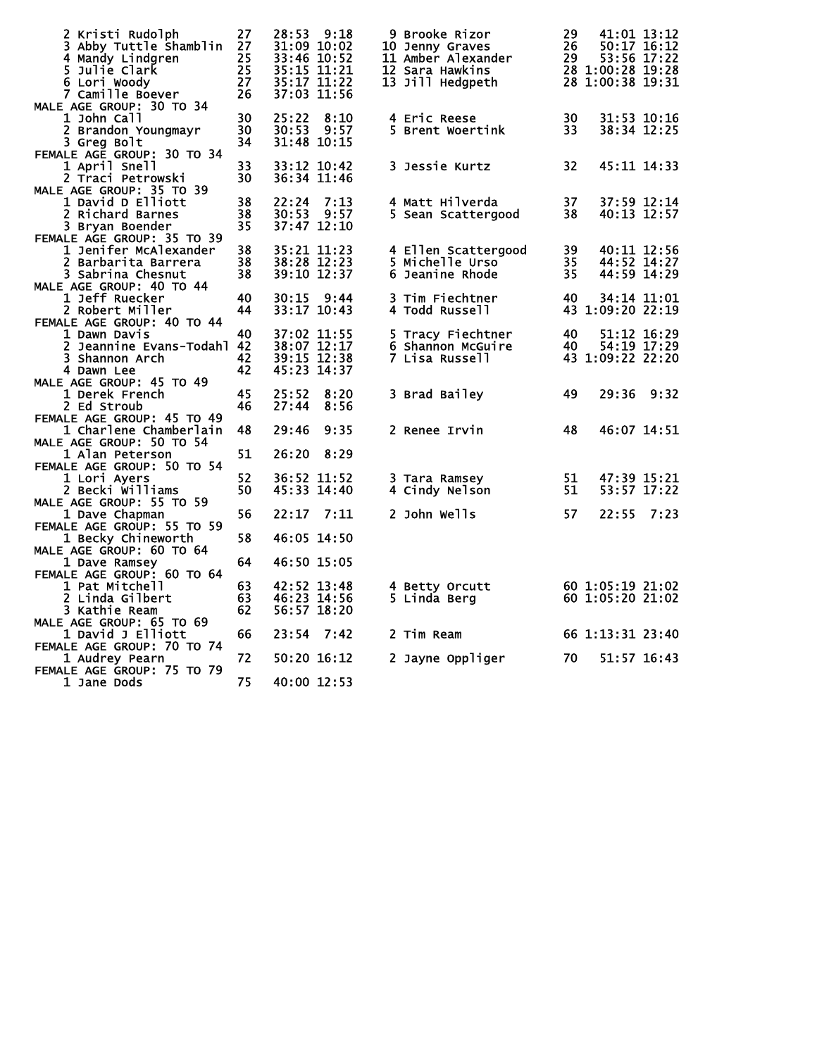| | | | | | | | | |
|---|---|---|---|---|---|---|---|---|
| 2 | Kristi Rudolph | 27 | 28:53 | 9:18 | 9 | Brooke Rizor | 29 | 41:01 13:12 |
| 3 | Abby Tuttle Shamblin | 27 | 31:09 | 10:02 | 10 | Jenny Graves | 26 | 50:17 16:12 |
| 4 | Mandy Lindgren | 25 | 33:46 | 10:52 | 11 | Amber Alexander | 29 | 53:56 17:22 |
| 5 | Julie Clark | 25 | 35:15 | 11:21 | 12 | Sara Hawkins | 28 | 1:00:28 19:28 |
| 6 | Lori Woody | 27 | 35:17 | 11:22 | 13 | Jill Hedgpeth | 28 | 1:00:38 19:31 |
| 7 | Camille Boever | 26 | 37:03 | 11:56 | | | | |

MALE AGE GROUP: 30 TO 34

| | | | | | | | | |
|---|---|---|---|---|---|---|---|---|
| 1 | John Call | 30 | 25:22 | 8:10 | 4 | Eric Reese | 30 | 31:53 10:16 |
| 2 | Brandon Youngmayr | 30 | 30:53 | 9:57 | 5 | Brent Woertink | 33 | 38:34 12:25 |
| 3 | Greg Bolt | 34 | 31:48 | 10:15 | | | | |

FEMALE AGE GROUP: 30 TO 34

| | | | | | | | | |
|---|---|---|---|---|---|---|---|---|
| 1 | April Snell | 33 | 33:12 | 10:42 | 3 | Jessie Kurtz | 32 | 45:11 14:33 |
| 2 | Traci Petrowski | 30 | 36:34 | 11:46 | | | | |

MALE AGE GROUP: 35 TO 39

| | | | | | | | | |
|---|---|---|---|---|---|---|---|---|
| 1 | David D Elliott | 38 | 22:24 | 7:13 | 4 | Matt Hilverda | 37 | 37:59 12:14 |
| 2 | Richard Barnes | 38 | 30:53 | 9:57 | 5 | Sean Scattergood | 38 | 40:13 12:57 |
| 3 | Bryan Boender | 35 | 37:47 | 12:10 | | | | |

FEMALE AGE GROUP: 35 TO 39

| | | | | | | | | |
|---|---|---|---|---|---|---|---|---|
| 1 | Jenifer McAlexander | 38 | 35:21 | 11:23 | 4 | Ellen Scattergood | 39 | 40:11 12:56 |
| 2 | Barbarita Barrera | 38 | 38:28 | 12:23 | 5 | Michelle Urso | 35 | 44:52 14:27 |
| 3 | Sabrina Chesnut | 38 | 39:10 | 12:37 | 6 | Jeanine Rhode | 35 | 44:59 14:29 |

MALE AGE GROUP: 40 TO 44

| | | | | | | | | |
|---|---|---|---|---|---|---|---|---|
| 1 | Jeff Ruecker | 40 | 30:15 | 9:44 | 3 | Tim Fiechtner | 40 | 34:14 11:01 |
| 2 | Robert Miller | 44 | 33:17 | 10:43 | 4 | Todd Russell | 43 | 1:09:20 22:19 |

FEMALE AGE GROUP: 40 TO 44

| | | | | | | | | |
|---|---|---|---|---|---|---|---|---|
| 1 | Dawn Davis | 40 | 37:02 | 11:55 | 5 | Tracy Fiechtner | 40 | 51:12 16:29 |
| 2 | Jeannine Evans-Todahl | 42 | 38:07 | 12:17 | 6 | Shannon McGuire | 40 | 54:19 17:29 |
| 3 | Shannon Arch | 42 | 39:15 | 12:38 | 7 | Lisa Russell | 43 | 1:09:22 22:20 |
| 4 | Dawn Lee | 42 | 45:23 | 14:37 | | | | |

MALE AGE GROUP: 45 TO 49

| | | | | | | | | |
|---|---|---|---|---|---|---|---|---|
| 1 | Derek French | 45 | 25:52 | 8:20 | 3 | Brad Bailey | 49 | 29:36 9:32 |
| 2 | Ed Stroub | 46 | 27:44 | 8:56 | | | | |

FEMALE AGE GROUP: 45 TO 49

| | | | | | | | | |
|---|---|---|---|---|---|---|---|---|
| 1 | Charlene Chamberlain | 48 | 29:46 | 9:35 | 2 | Renee Irvin | 48 | 46:07 14:51 |

MALE AGE GROUP: 50 TO 54

| | | | | |
|---|---|---|---|---|
| 1 | Alan Peterson | 51 | 26:20 | 8:29 |

FEMALE AGE GROUP: 50 TO 54

| | | | | | | | | |
|---|---|---|---|---|---|---|---|---|
| 1 | Lori Ayers | 52 | 36:52 | 11:52 | 3 | Tara Ramsey | 51 | 47:39 15:21 |
| 2 | Becki Williams | 50 | 45:33 | 14:40 | 4 | Cindy Nelson | 51 | 53:57 17:22 |

MALE AGE GROUP: 55 TO 59

| | | | | | | | | |
|---|---|---|---|---|---|---|---|---|
| 1 | Dave Chapman | 56 | 22:17 | 7:11 | 2 | John Wells | 57 | 22:55 7:23 |

FEMALE AGE GROUP: 55 TO 59

| | | | | |
|---|---|---|---|---|
| 1 | Becky Chineworth | 58 | 46:05 | 14:50 |

MALE AGE GROUP: 60 TO 64

| | | | | |
|---|---|---|---|---|
| 1 | Dave Ramsey | 64 | 46:50 | 15:05 |

FEMALE AGE GROUP: 60 TO 64

| | | | | | | | | |
|---|---|---|---|---|---|---|---|---|
| 1 | Pat Mitchell | 63 | 42:52 | 13:48 | 4 | Betty Orcutt | 60 | 1:05:19 21:02 |
| 2 | Linda Gilbert | 63 | 46:23 | 14:56 | 5 | Linda Berg | 60 | 1:05:20 21:02 |
| 3 | Kathie Ream | 62 | 56:57 | 18:20 | | | | |

MALE AGE GROUP: 65 TO 69

| | | | | | | | | |
|---|---|---|---|---|---|---|---|---|
| 1 | David J Elliott | 66 | 23:54 | 7:42 | 2 | Tim Ream | 66 | 1:13:31 23:40 |

FEMALE AGE GROUP: 70 TO 74

| | | | | | | | | |
|---|---|---|---|---|---|---|---|---|
| 1 | Audrey Pearn | 72 | 50:20 | 16:12 | 2 | Jayne Oppliger | 70 | 51:57 16:43 |

FEMALE AGE GROUP: 75 TO 79

| | | | | |
|---|---|---|---|---|
| 1 | Jane Dods | 75 | 40:00 | 12:53 |